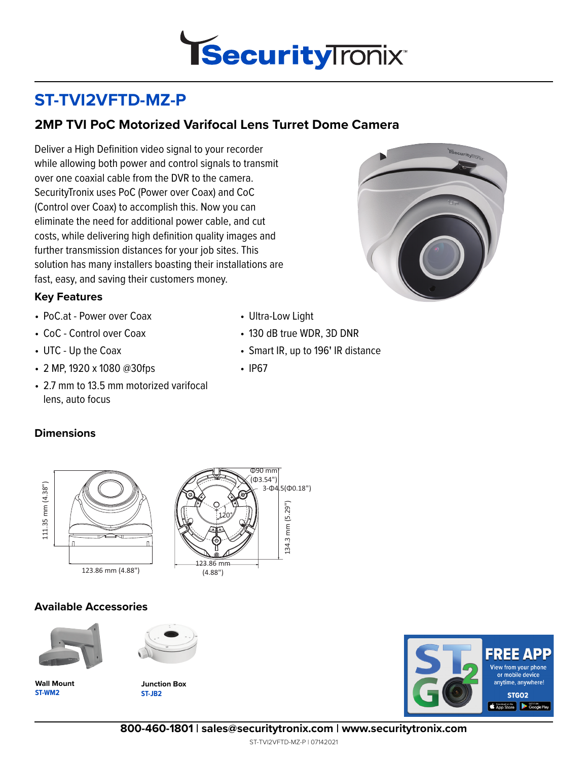# ST-TVI2VFTD-MZ-P

## 2MP TVI PoC Motorized Varifocal Lens Turret Dome Camera

Deliver a High Definition video signal to your recorder while allowing both power and control signals to transmit over one coaxial cable from the DVR to the camera. SecurityTronix uses PoC (Power over Coax) and CoC (Control over Coax) to accomplish this. Now you can eliminate the need for additional power cable, and cut costs, while delivering high definition quality images and further transmission distances for your job sites. This solution has many installers boasting their installations are fast, easy, and saving their customers money.

### Key Features

- PoC.at - Power over Coax
- CoC - Control over Coax
- UTC - Up the Coax
- 2 MP, 1920 x 1080 @30fps
- 2.7 mm to 13.5 mm motorized varifocal lens, auto focus
- Ultra-Low Light
- 130 dB true WDR, 3D DNR
- Smart IR, up to 196' IR distance
- IP67

### Dimensions

111.35 mm (4.38")

123.86 mm (4.88")

Φ90 mm (Φ3.54")

3-Φ4.5(Φ0.18")

120°

134.3 mm (5.29")

123.86 mm (4.88")

### Available Accessories

**Wall Mount**
**ST-WM2**

**Junction Box**
**ST-JB2**

FREE APP
View from your phone or mobile device anytime, anywhere!
STGO2

**800-460-1801 | sales@securitytronix.com | www.securitytronix.com**

ST-TVI2VFTD-MZ-P | 07142021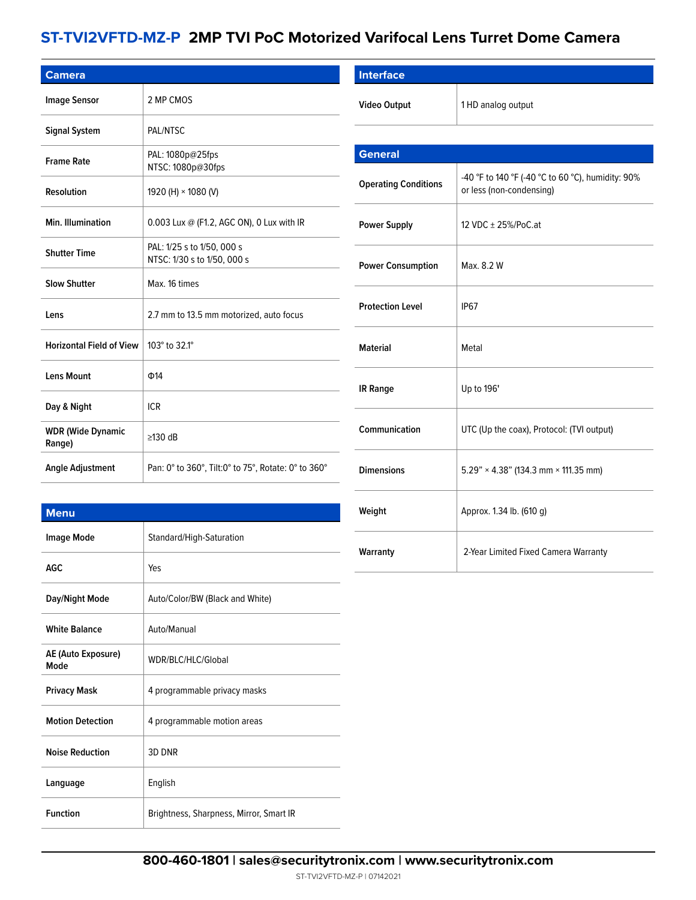# ST-TVI2VFTD-MZ-P 2MP TVI PoC Motorized Varifocal Lens Turret Dome Camera

## Camera

| | |
|---|---|
| Image Sensor | 2 MP CMOS |
| Signal System | PAL/NTSC |
| Frame Rate | PAL: 1080p@25fps<br>NTSC: 1080p@30fps |
| Resolution | 1920 (H) × 1080 (V) |
| Min. Illumination | 0.003 Lux @ (F1.2, AGC ON), 0 Lux with IR |
| Shutter Time | PAL: 1/25 s to 1/50, 000 s<br>NTSC: 1/30 s to 1/50, 000 s |
| Slow Shutter | Max. 16 times |
| Lens | 2.7 mm to 13.5 mm motorized, auto focus |
| Horizontal Field of View | 103° to 32.1° |
| Lens Mount | Φ14 |
| Day & Night | ICR |
| WDR (Wide Dynamic Range) | ≥130 dB |
| Angle Adjustment | Pan: 0° to 360°, Tilt:0° to 75°, Rotate: 0° to 360° |

## Menu

| | |
|---|---|
| Image Mode | Standard/High-Saturation |
| AGC | Yes |
| Day/Night Mode | Auto/Color/BW (Black and White) |
| White Balance | Auto/Manual |
| AE (Auto Exposure) Mode | WDR/BLC/HLC/Global |
| Privacy Mask | 4 programmable privacy masks |
| Motion Detection | 4 programmable motion areas |
| Noise Reduction | 3D DNR |
| Language | English |
| Function | Brightness, Sharpness, Mirror, Smart IR |

## Interface

| | |
|---|---|
| Video Output | 1 HD analog output |

## General

| | |
|---|---|
| Operating Conditions | -40 °F to 140 °F (-40 °C to 60 °C), humidity: 90% or less (non-condensing) |
| Power Supply | 12 VDC ± 25%/PoC.at |
| Power Consumption | Max. 8.2 W |
| Protection Level | IP67 |
| Material | Metal |
| IR Range | Up to 196' |
| Communication | UTC (Up the coax), Protocol: (TVI output) |
| Dimensions | 5.29" × 4.38" (134.3 mm × 111.35 mm) |
| Weight | Approx. 1.34 lb. (610 g) |
| Warranty | 2-Year Limited Fixed Camera Warranty |

**800-460-1801 | sales@securitytronix.com | www.securitytronix.com**

ST-TVI2VFTD-MZ-P | 07142021